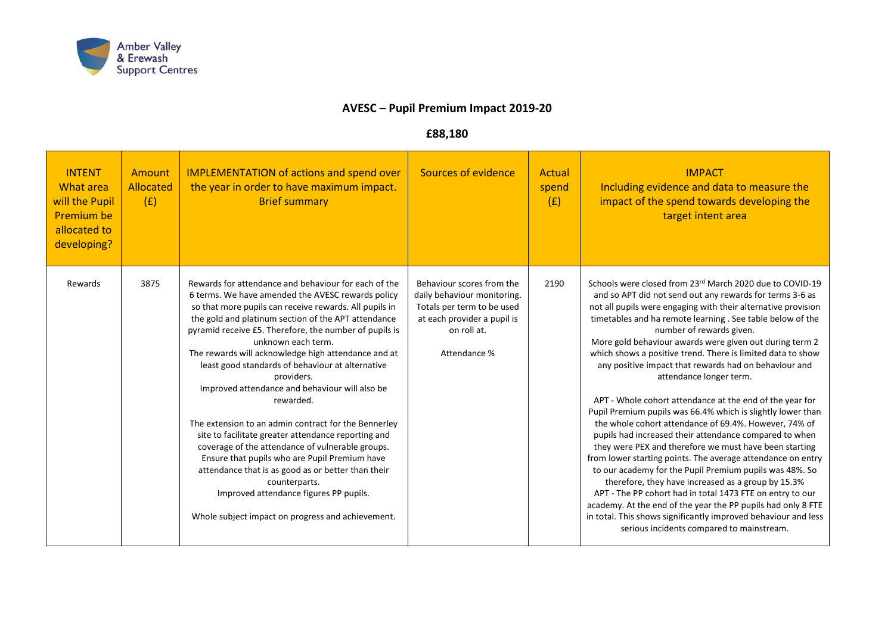Amber Valley & Erewash Support Centres

# AVESC – Pupil Premium Impact 2019-20

## £88,180

| INTENT What area will the Pupil Premium be allocated to developing? | Amount Allocated (£) | IMPLEMENTATION of actions and spend over the year in order to have maximum impact. Brief summary | Sources of evidence | Actual spend (£) | IMPACT Including evidence and data to measure the impact of the spend towards developing the target intent area |
|---|---|---|---|---|---|
| Rewards | 3875 | Rewards for attendance and behaviour for each of the 6 terms. We have amended the AVESC rewards policy so that more pupils can receive rewards. All pupils in the gold and platinum section of the APT attendance pyramid receive £5. Therefore, the number of pupils is unknown each term.<br>The rewards will acknowledge high attendance and at least good standards of behaviour at alternative providers.<br>Improved attendance and behaviour will also be rewarded.<br><br>The extension to an admin contract for the Bennerley site to facilitate greater attendance reporting and coverage of the attendance of vulnerable groups. Ensure that pupils who are Pupil Premium have attendance that is as good as or better than their counterparts.<br>Improved attendance figures PP pupils.<br><br>Whole subject impact on progress and achievement. | Behaviour scores from the daily behaviour monitoring. Totals per term to be used at each provider a pupil is on roll at.<br><br>Attendance % | 2190 | Schools were closed from 23rd March 2020 due to COVID-19 and so APT did not send out any rewards for terms 3-6 as not all pupils were engaging with their alternative provision timetables and ha remote learning . See table below of the number of rewards given.<br>More gold behaviour awards were given out during term 2 which shows a positive trend. There is limited data to show any positive impact that rewards had on behaviour and attendance longer term.<br><br>APT - Whole cohort attendance at the end of the year for Pupil Premium pupils was 66.4% which is slightly lower than the whole cohort attendance of 69.4%. However, 74% of pupils had increased their attendance compared to when they were PEX and therefore we must have been starting from lower starting points. The average attendance on entry to our academy for the Pupil Premium pupils was 48%. So therefore, they have increased as a group by 15.3%<br>APT - The PP cohort had in total 1473 FTE on entry to our academy. At the end of the year the PP pupils had only 8 FTE in total. This shows significantly improved behaviour and less serious incidents compared to mainstream. |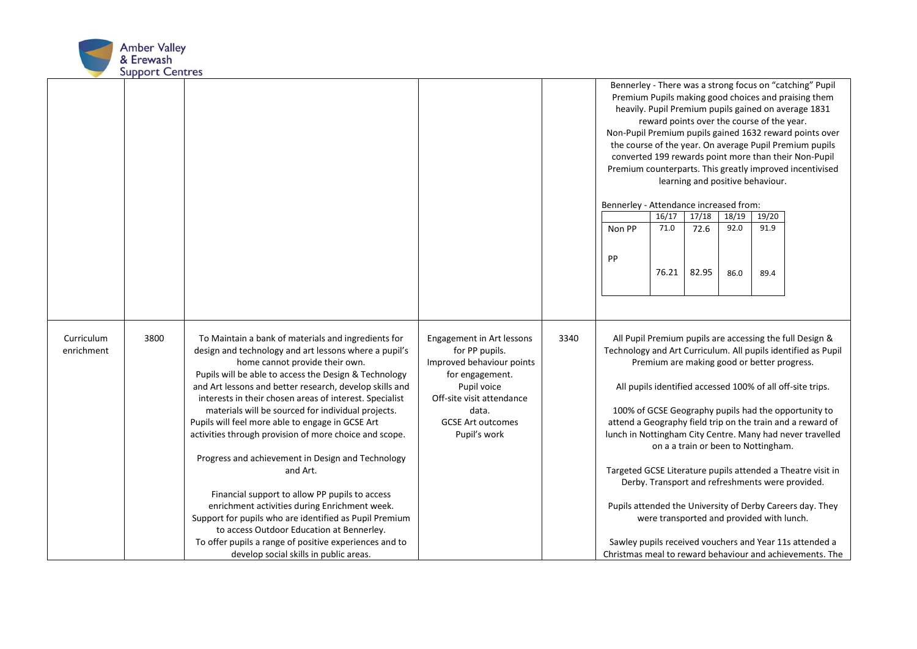| | | | | | |
|---|---|---|---|---|---|
| | | | | | Bennerley - There was a strong focus on "catching" Pupil Premium Pupils making good choices and praising them heavily. Pupil Premium pupils gained on average 1831 reward points over the course of the year. Non-Pupil Premium pupils gained 1632 reward points over the course of the year. On average Pupil Premium pupils converted 199 rewards point more than their Non-Pupil Premium counterparts. This greatly improved incentivised learning and positive behaviour.<br><br>Bennerley - Attendance increased from:<br><br>\| \| 16/17 \| 17/18 \| 18/19 \| 19/20 \|<br>\| Non PP \| 71.0 \| 72.6 \| 92.0 \| 91.9 \|<br>\| PP \| 76.21 \| 82.95 \| 86.0 \| 89.4 \| |
| Curriculum enrichment | 3800 | To Maintain a bank of materials and ingredients for design and technology and art lessons where a pupil's home cannot provide their own.<br>Pupils will be able to access the Design & Technology and Art lessons and better research, develop skills and interests in their chosen areas of interest. Specialist materials will be sourced for individual projects.<br>Pupils will feel more able to engage in GCSE Art activities through provision of more choice and scope.<br><br>Progress and achievement in Design and Technology and Art.<br><br>Financial support to allow PP pupils to access enrichment activities during Enrichment week.<br>Support for pupils who are identified as Pupil Premium to access Outdoor Education at Bennerley.<br>To offer pupils a range of positive experiences and to develop social skills in public areas. | Engagement in Art lessons for PP pupils.<br>Improved behaviour points for engagement.<br>Pupil voice<br>Off-site visit attendance data.<br>GCSE Art outcomes<br>Pupil's work | 3340 | All Pupil Premium pupils are accessing the full Design & Technology and Art Curriculum. All pupils identified as Pupil Premium are making good or better progress.<br><br>All pupils identified accessed 100% of all off-site trips.<br><br>100% of GCSE Geography pupils had the opportunity to attend a Geography field trip on the train and a reward of lunch in Nottingham City Centre. Many had never travelled on a a train or been to Nottingham.<br><br>Targeted GCSE Literature pupils attended a Theatre visit in Derby. Transport and refreshments were provided.<br><br>Pupils attended the University of Derby Careers day. They were transported and provided with lunch.<br><br>Sawley pupils received vouchers and Year 11s attended a Christmas meal to reward behaviour and achievements. The |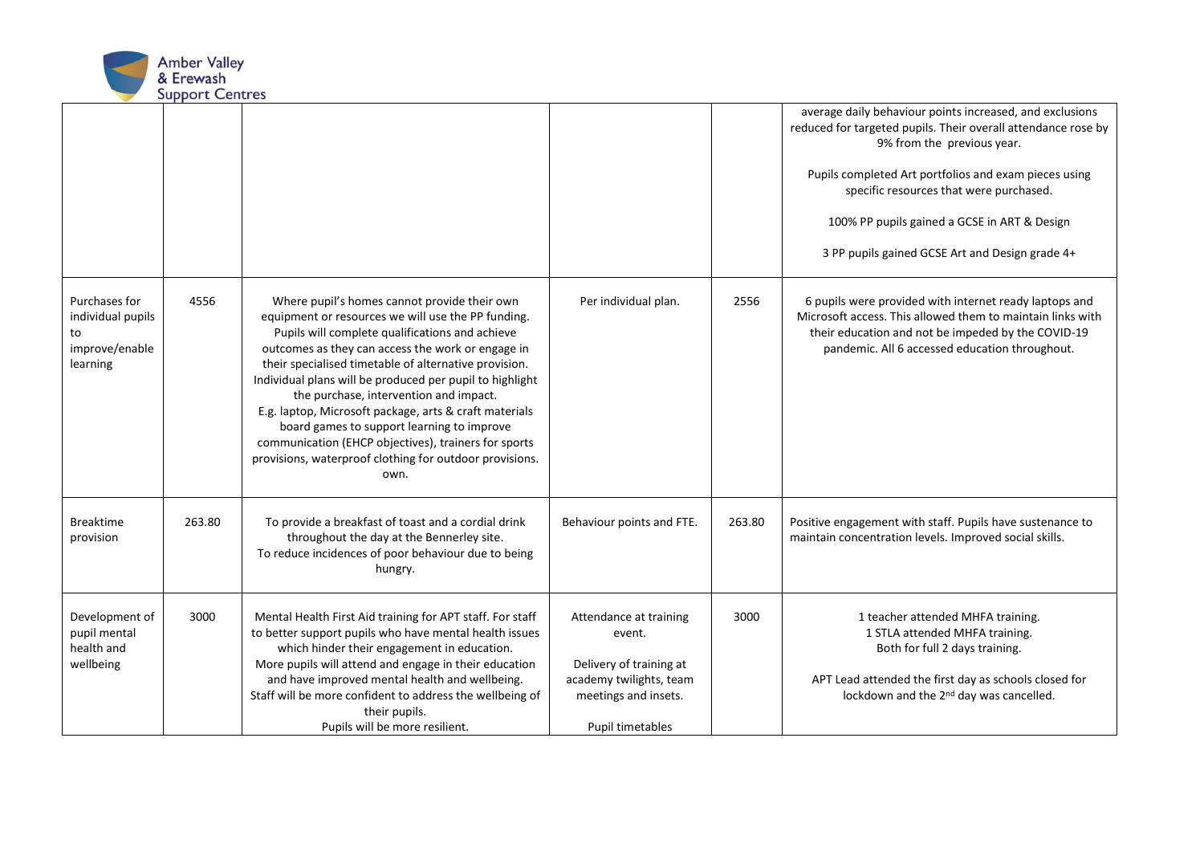| | | | | | |
|---|---|---|---|---|---|
| | | | | | average daily behaviour points increased, and exclusions reduced for targeted pupils. Their overall attendance rose by 9% from the previous year.<br><br>Pupils completed Art portfolios and exam pieces using specific resources that were purchased.<br><br>100% PP pupils gained a GCSE in ART & Design<br><br>3 PP pupils gained GCSE Art and Design grade 4+ |
| Purchases for individual pupils to improve/enable learning | 4556 | Where pupil's homes cannot provide their own equipment or resources we will use the PP funding. Pupils will complete qualifications and achieve outcomes as they can access the work or engage in their specialised timetable of alternative provision. Individual plans will be produced per pupil to highlight the purchase, intervention and impact. E.g. laptop, Microsoft package, arts & craft materials board games to support learning to improve communication (EHCP objectives), trainers for sports provisions, waterproof clothing for outdoor provisions. own. | Per individual plan. | 2556 | 6 pupils were provided with internet ready laptops and Microsoft access. This allowed them to maintain links with their education and not be impeded by the COVID-19 pandemic. All 6 accessed education throughout. |
| Breaktime provision | 263.80 | To provide a breakfast of toast and a cordial drink throughout the day at the Bennerley site. To reduce incidences of poor behaviour due to being hungry. | Behaviour points and FTE. | 263.80 | Positive engagement with staff. Pupils have sustenance to maintain concentration levels. Improved social skills. |
| Development of pupil mental health and wellbeing | 3000 | Mental Health First Aid training for APT staff. For staff to better support pupils who have mental health issues which hinder their engagement in education. More pupils will attend and engage in their education and have improved mental health and wellbeing. Staff will be more confident to address the wellbeing of their pupils. Pupils will be more resilient. | Attendance at training event.<br><br>Delivery of training at academy twilights, team meetings and insets.<br><br>Pupil timetables | 3000 | 1 teacher attended MHFA training.<br>1 STLA attended MHFA training.<br>Both for full 2 days training.<br><br>APT Lead attended the first day as schools closed for lockdown and the 2nd day was cancelled. |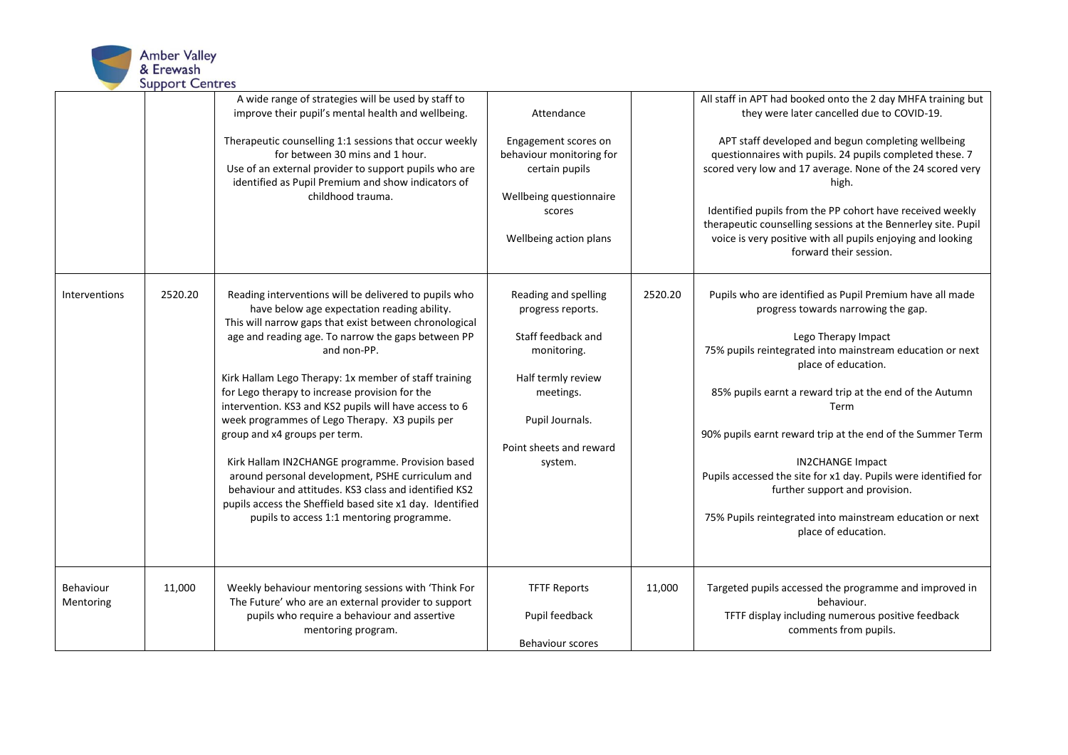| | | | | | |
|---|---|---|---|---|---|
| | | A wide range of strategies will be used by staff to improve their pupil's mental health and wellbeing.<br><br>Therapeutic counselling 1:1 sessions that occur weekly for between 30 mins and 1 hour.<br>Use of an external provider to support pupils who are identified as Pupil Premium and show indicators of childhood trauma. | Attendance<br><br>Engagement scores on behaviour monitoring for certain pupils<br><br>Wellbeing questionnaire scores<br><br>Wellbeing action plans | | All staff in APT had booked onto the 2 day MHFA training but they were later cancelled due to COVID-19.<br><br>APT staff developed and begun completing wellbeing questionnaires with pupils. 24 pupils completed these. 7 scored very low and 17 average. None of the 24 scored very high.<br><br>Identified pupils from the PP cohort have received weekly therapeutic counselling sessions at the Bennerley site. Pupil voice is very positive with all pupils enjoying and looking forward their session. |
| Interventions | 2520.20 | Reading interventions will be delivered to pupils who have below age expectation reading ability.<br>This will narrow gaps that exist between chronological age and reading age. To narrow the gaps between PP and non-PP.<br><br>Kirk Hallam Lego Therapy: 1x member of staff training for Lego therapy to increase provision for the intervention. KS3 and KS2 pupils will have access to 6 week programmes of Lego Therapy. X3 pupils per group and x4 groups per term.<br><br>Kirk Hallam IN2CHANGE programme. Provision based around personal development, PSHE curriculum and behaviour and attitudes. KS3 class and identified KS2 pupils access the Sheffield based site x1 day. Identified pupils to access 1:1 mentoring programme. | Reading and spelling progress reports.<br><br>Staff feedback and monitoring.<br><br>Half termly review meetings.<br><br>Pupil Journals.<br><br>Point sheets and reward system. | 2520.20 | Pupils who are identified as Pupil Premium have all made progress towards narrowing the gap.<br><br>Lego Therapy Impact<br>75% pupils reintegrated into mainstream education or next place of education.<br><br>85% pupils earnt a reward trip at the end of the Autumn Term<br><br>90% pupils earnt reward trip at the end of the Summer Term<br><br>IN2CHANGE Impact<br>Pupils accessed the site for x1 day. Pupils were identified for further support and provision.<br><br>75% Pupils reintegrated into mainstream education or next place of education. |
| Behaviour Mentoring | 11,000 | Weekly behaviour mentoring sessions with 'Think For The Future' who are an external provider to support pupils who require a behaviour and assertive mentoring program. | TFTF Reports<br><br>Pupil feedback<br><br>Behaviour scores | 11,000 | Targeted pupils accessed the programme and improved in behaviour.<br>TFTF display including numerous positive feedback comments from pupils. |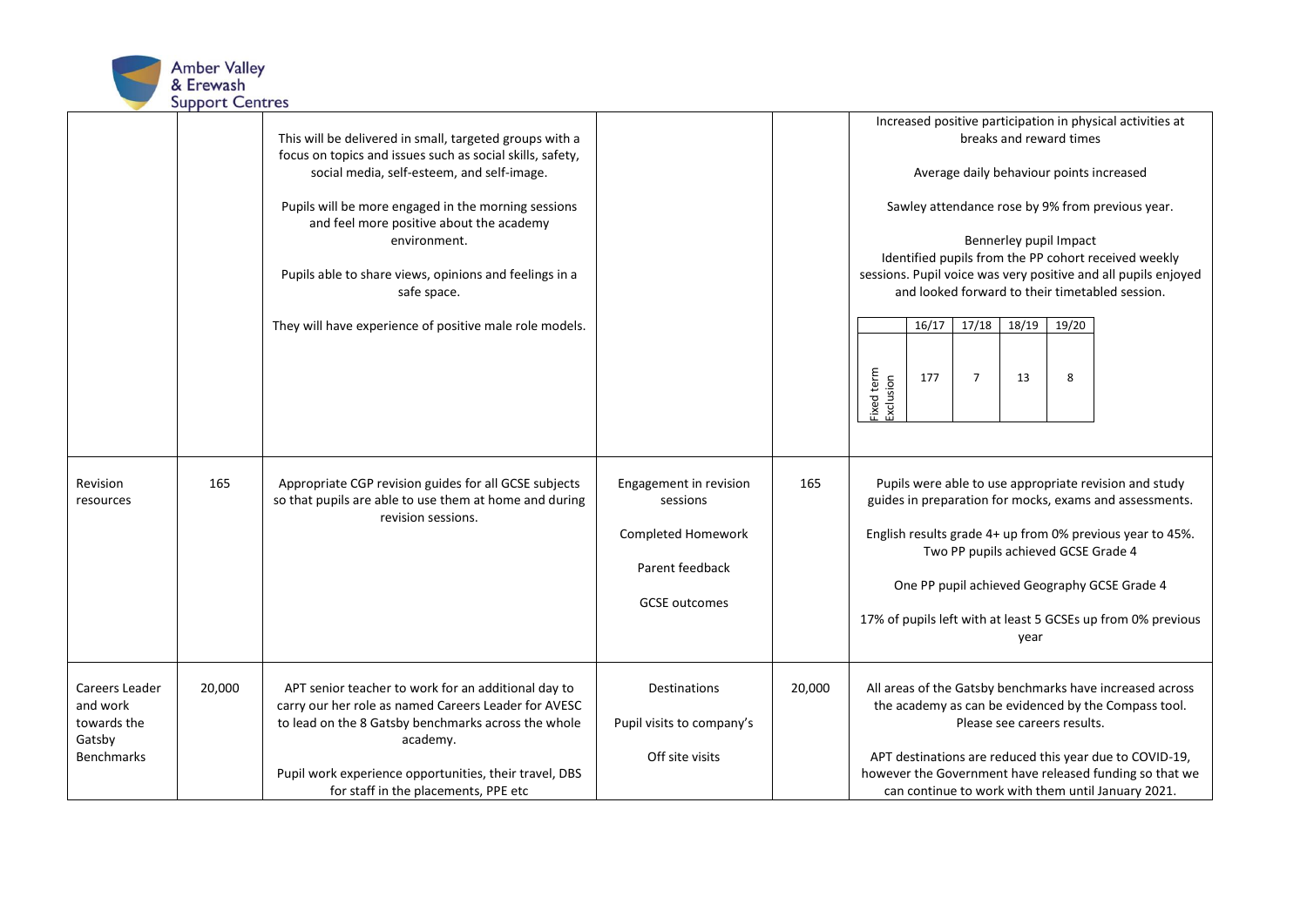| | | | | | |
|---|---|---|---|---|---|
| | | This will be delivered in small, targeted groups with a focus on topics and issues such as social skills, safety, social media, self-esteem, and self-image.<br><br>Pupils will be more engaged in the morning sessions and feel more positive about the academy environment.<br><br>Pupils able to share views, opinions and feelings in a safe space.<br><br>They will have experience of positive male role models. | | | Increased positive participation in physical activities at breaks and reward times<br><br>Average daily behaviour points increased<br><br>Sawley attendance rose by 9% from previous year.<br><br>Bennerley pupil Impact<br>Identified pupils from the PP cohort received weekly sessions. Pupil voice was very positive and all pupils enjoyed and looked forward to their timetabled session.<br><br>Fixed term Exclusion: 16/17: 177; 17/18: 7; 18/19: 13; 19/20: 8 |
| Revision resources | 165 | Appropriate CGP revision guides for all GCSE subjects so that pupils are able to use them at home and during revision sessions. | Engagement in revision sessions<br><br>Completed Homework<br><br>Parent feedback<br><br>GCSE outcomes | 165 | Pupils were able to use appropriate revision and study guides in preparation for mocks, exams and assessments.<br><br>English results grade 4+ up from 0% previous year to 45%. Two PP pupils achieved GCSE Grade 4<br><br>One PP pupil achieved Geography GCSE Grade 4<br><br>17% of pupils left with at least 5 GCSEs up from 0% previous year |
| Careers Leader and work towards the Gatsby Benchmarks | 20,000 | APT senior teacher to work for an additional day to carry our her role as named Careers Leader for AVESC to lead on the 8 Gatsby benchmarks across the whole academy.<br><br>Pupil work experience opportunities, their travel, DBS for staff in the placements, PPE etc | Destinations<br><br>Pupil visits to company's<br><br>Off site visits | 20,000 | All areas of the Gatsby benchmarks have increased across the academy as can be evidenced by the Compass tool. Please see careers results.<br><br>APT destinations are reduced this year due to COVID-19, however the Government have released funding so that we can continue to work with them until January 2021. |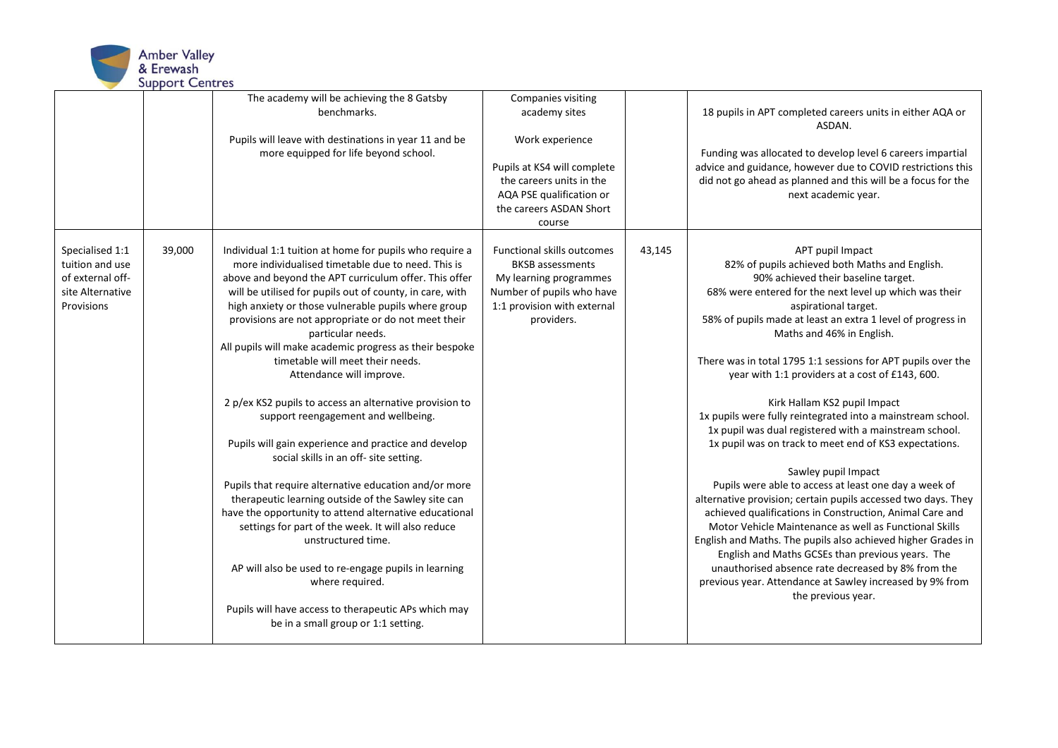| | | | | | |
|---|---|---|---|---|---|
| | | The academy will be achieving the 8 Gatsby benchmarks.<br><br>Pupils will leave with destinations in year 11 and be more equipped for life beyond school. | Companies visiting academy sites<br><br>Work experience<br><br>Pupils at KS4 will complete the careers units in the AQA PSE qualification or the careers ASDAN Short course | | 18 pupils in APT completed careers units in either AQA or ASDAN.<br><br>Funding was allocated to develop level 6 careers impartial advice and guidance, however due to COVID restrictions this did not go ahead as planned and this will be a focus for the next academic year. |
| Specialised 1:1 tuition and use of external off-site Alternative Provisions | 39,000 | Individual 1:1 tuition at home for pupils who require a more individualised timetable due to need. This is above and beyond the APT curriculum offer. This offer will be utilised for pupils out of county, in care, with high anxiety or those vulnerable pupils where group provisions are not appropriate or do not meet their particular needs.<br>All pupils will make academic progress as their bespoke timetable will meet their needs.<br>Attendance will improve.<br><br>2 p/ex KS2 pupils to access an alternative provision to support reengagement and wellbeing.<br><br>Pupils will gain experience and practice and develop social skills in an off- site setting.<br><br>Pupils that require alternative education and/or more therapeutic learning outside of the Sawley site can have the opportunity to attend alternative educational settings for part of the week. It will also reduce unstructured time.<br><br>AP will also be used to re-engage pupils in learning where required.<br><br>Pupils will have access to therapeutic APs which may be in a small group or 1:1 setting. | Functional skills outcomes<br>BKSB assessments<br>My learning programmes<br>Number of pupils who have 1:1 provision with external providers. | 43,145 | APT pupil Impact<br>82% of pupils achieved both Maths and English.<br>90% achieved their baseline target.<br>68% were entered for the next level up which was their aspirational target.<br>58% of pupils made at least an extra 1 level of progress in Maths and 46% in English.<br><br>There was in total 1795 1:1 sessions for APT pupils over the year with 1:1 providers at a cost of £143, 600.<br><br>Kirk Hallam KS2 pupil Impact<br>1x pupils were fully reintegrated into a mainstream school.<br>1x pupil was dual registered with a mainstream school.<br>1x pupil was on track to meet end of KS3 expectations.<br><br>Sawley pupil Impact<br>Pupils were able to access at least one day a week of alternative provision; certain pupils accessed two days. They achieved qualifications in Construction, Animal Care and Motor Vehicle Maintenance as well as Functional Skills English and Maths. The pupils also achieved higher Grades in English and Maths GCSEs than previous years. The unauthorised absence rate decreased by 8% from the previous year. Attendance at Sawley increased by 9% from the previous year. |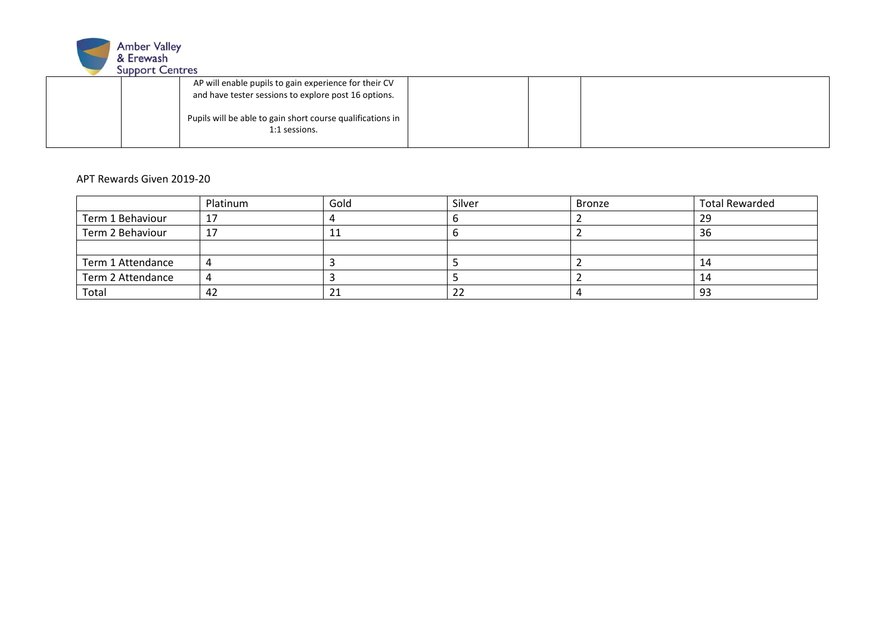| | | | | | |
|---|---|---|---|---|---|
| | | AP will enable pupils to gain experience for their CV and have tester sessions to explore post 16 options.<br><br>Pupils will be able to gain short course qualifications in 1:1 sessions. | | | |

APT Rewards Given 2019-20

| | Platinum | Gold | Silver | Bronze | Total Rewarded |
|---|---|---|---|---|---|
| Term 1 Behaviour | 17 | 4 | 6 | 2 | 29 |
| Term 2 Behaviour | 17 | 11 | 6 | 2 | 36 |
| | | | | | |
| Term 1 Attendance | 4 | 3 | 5 | 2 | 14 |
| Term 2 Attendance | 4 | 3 | 5 | 2 | 14 |
| Total | 42 | 21 | 22 | 4 | 93 |